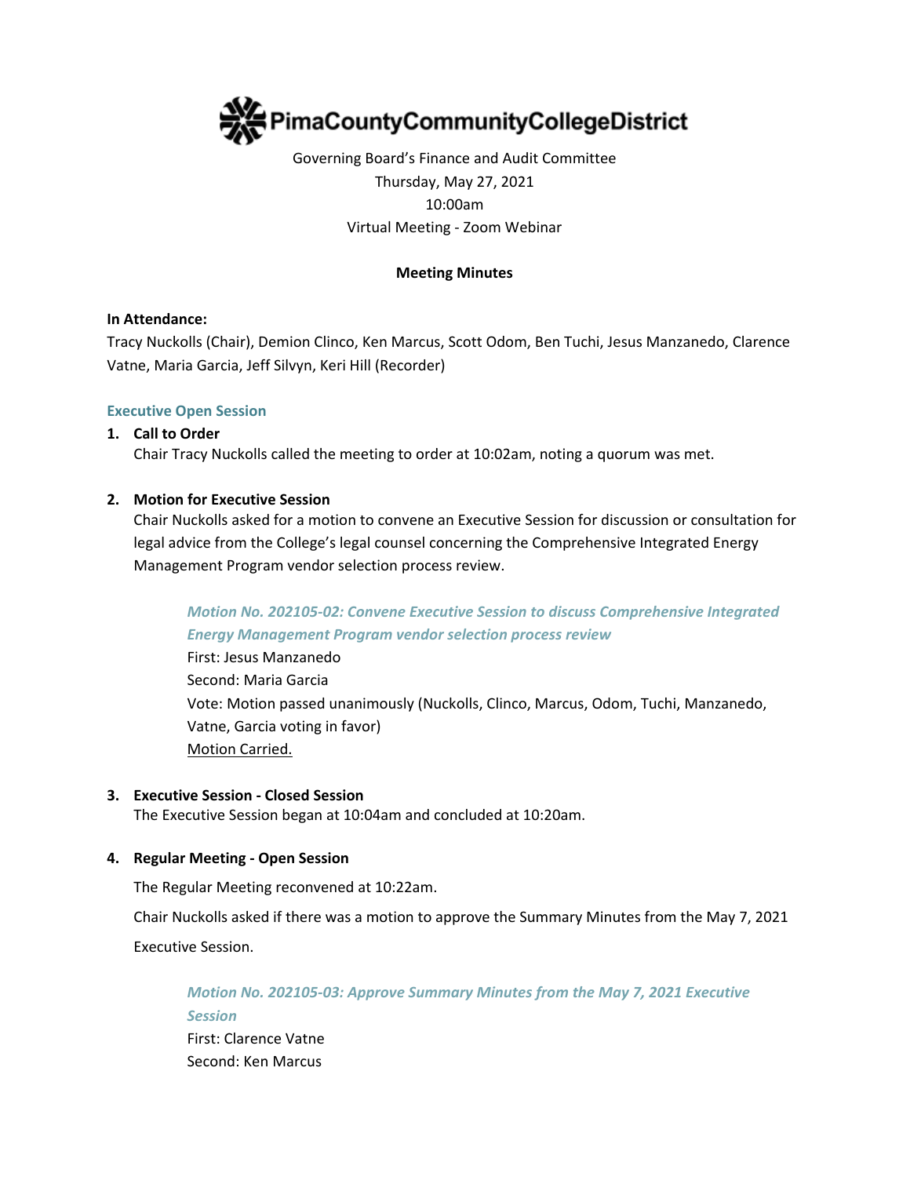# PimaCountyCommunityCollegeDistrict

Governing Board's Finance and Audit Committee
Thursday, May 27, 2021
10:00am
Virtual Meeting - Zoom Webinar

**Meeting Minutes**

**In Attendance:**
Tracy Nuckolls (Chair), Demion Clinco, Ken Marcus, Scott Odom, Ben Tuchi, Jesus Manzanedo, Clarence Vatne, Maria Garcia, Jeff Silvyn, Keri Hill (Recorder)

## Executive Open Session

1. **Call to Order**
   Chair Tracy Nuckolls called the meeting to order at 10:02am, noting a quorum was met.

2. **Motion for Executive Session**
   Chair Nuckolls asked for a motion to convene an Executive Session for discussion or consultation for legal advice from the College's legal counsel concerning the Comprehensive Integrated Energy Management Program vendor selection process review.

   ***Motion No. 202105-02: Convene Executive Session to discuss Comprehensive Integrated Energy Management Program vendor selection process review***
   First: Jesus Manzanedo
   Second: Maria Garcia
   Vote: Motion passed unanimously (Nuckolls, Clinco, Marcus, Odom, Tuchi, Manzanedo, Vatne, Garcia voting in favor)
   <u>Motion Carried.</u>

3. **Executive Session - Closed Session**
   The Executive Session began at 10:04am and concluded at 10:20am.

4. **Regular Meeting - Open Session**

   The Regular Meeting reconvened at 10:22am.

   Chair Nuckolls asked if there was a motion to approve the Summary Minutes from the May 7, 2021 Executive Session.

   ***Motion No. 202105-03: Approve Summary Minutes from the May 7, 2021 Executive Session***
   First: Clarence Vatne
   Second: Ken Marcus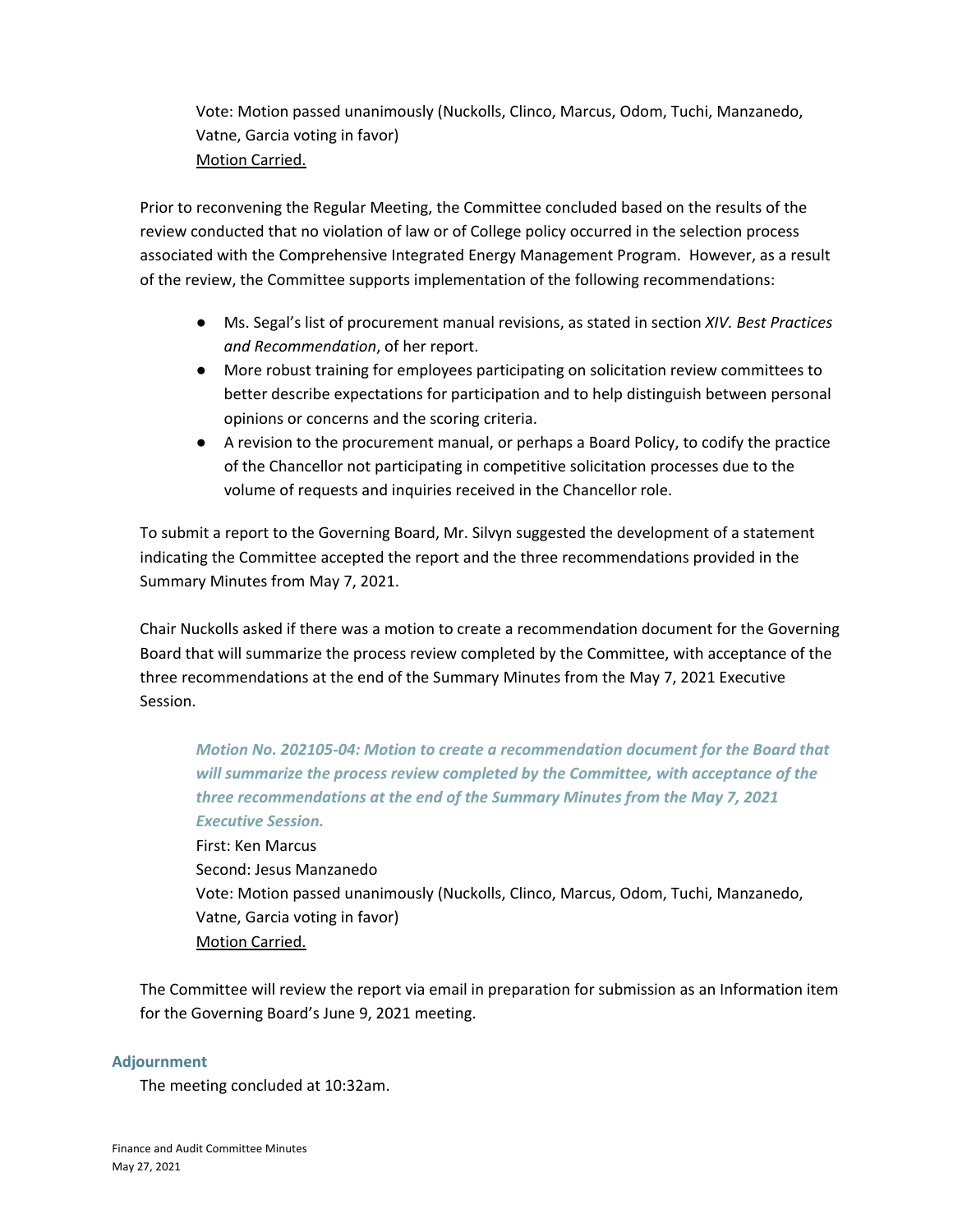Vote: Motion passed unanimously (Nuckolls, Clinco, Marcus, Odom, Tuchi, Manzanedo, Vatne, Garcia voting in favor)
Motion Carried.

Prior to reconvening the Regular Meeting, the Committee concluded based on the results of the review conducted that no violation of law or of College policy occurred in the selection process associated with the Comprehensive Integrated Energy Management Program. However, as a result of the review, the Committee supports implementation of the following recommendations:

- Ms. Segal's list of procurement manual revisions, as stated in section *XIV. Best Practices and Recommendation*, of her report.
- More robust training for employees participating on solicitation review committees to better describe expectations for participation and to help distinguish between personal opinions or concerns and the scoring criteria.
- A revision to the procurement manual, or perhaps a Board Policy, to codify the practice of the Chancellor not participating in competitive solicitation processes due to the volume of requests and inquiries received in the Chancellor role.

To submit a report to the Governing Board, Mr. Silvyn suggested the development of a statement indicating the Committee accepted the report and the three recommendations provided in the Summary Minutes from May 7, 2021.

Chair Nuckolls asked if there was a motion to create a recommendation document for the Governing Board that will summarize the process review completed by the Committee, with acceptance of the three recommendations at the end of the Summary Minutes from the May 7, 2021 Executive Session.

***Motion No. 202105-04: Motion to create a recommendation document for the Board that will summarize the process review completed by the Committee, with acceptance of the three recommendations at the end of the Summary Minutes from the May 7, 2021 Executive Session.***
First: Ken Marcus
Second: Jesus Manzanedo
Vote: Motion passed unanimously (Nuckolls, Clinco, Marcus, Odom, Tuchi, Manzanedo, Vatne, Garcia voting in favor)
Motion Carried.

The Committee will review the report via email in preparation for submission as an Information item for the Governing Board's June 9, 2021 meeting.

### Adjournment

The meeting concluded at 10:32am.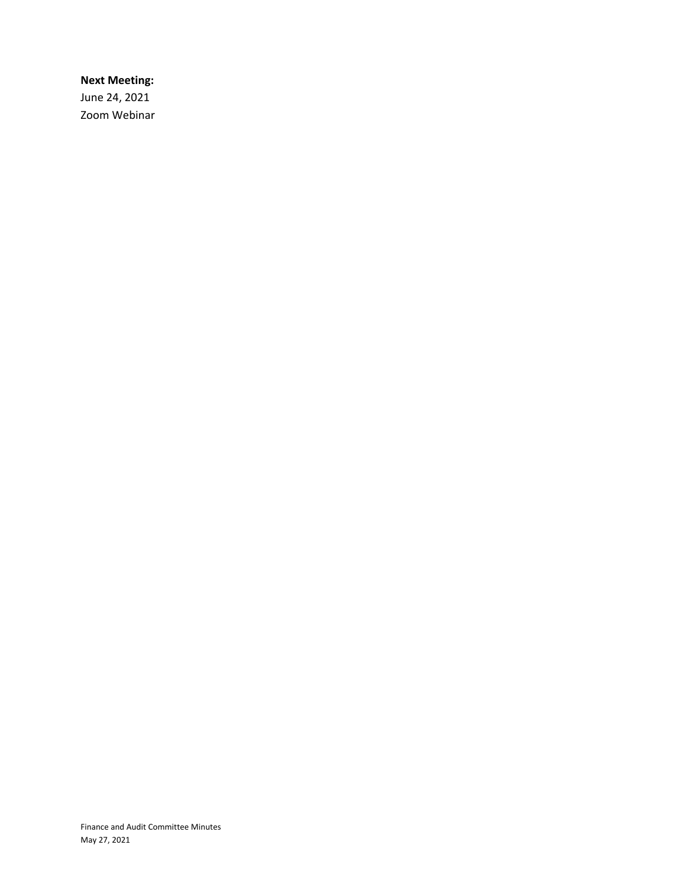**Next Meeting:**

June 24, 2021

Zoom Webinar